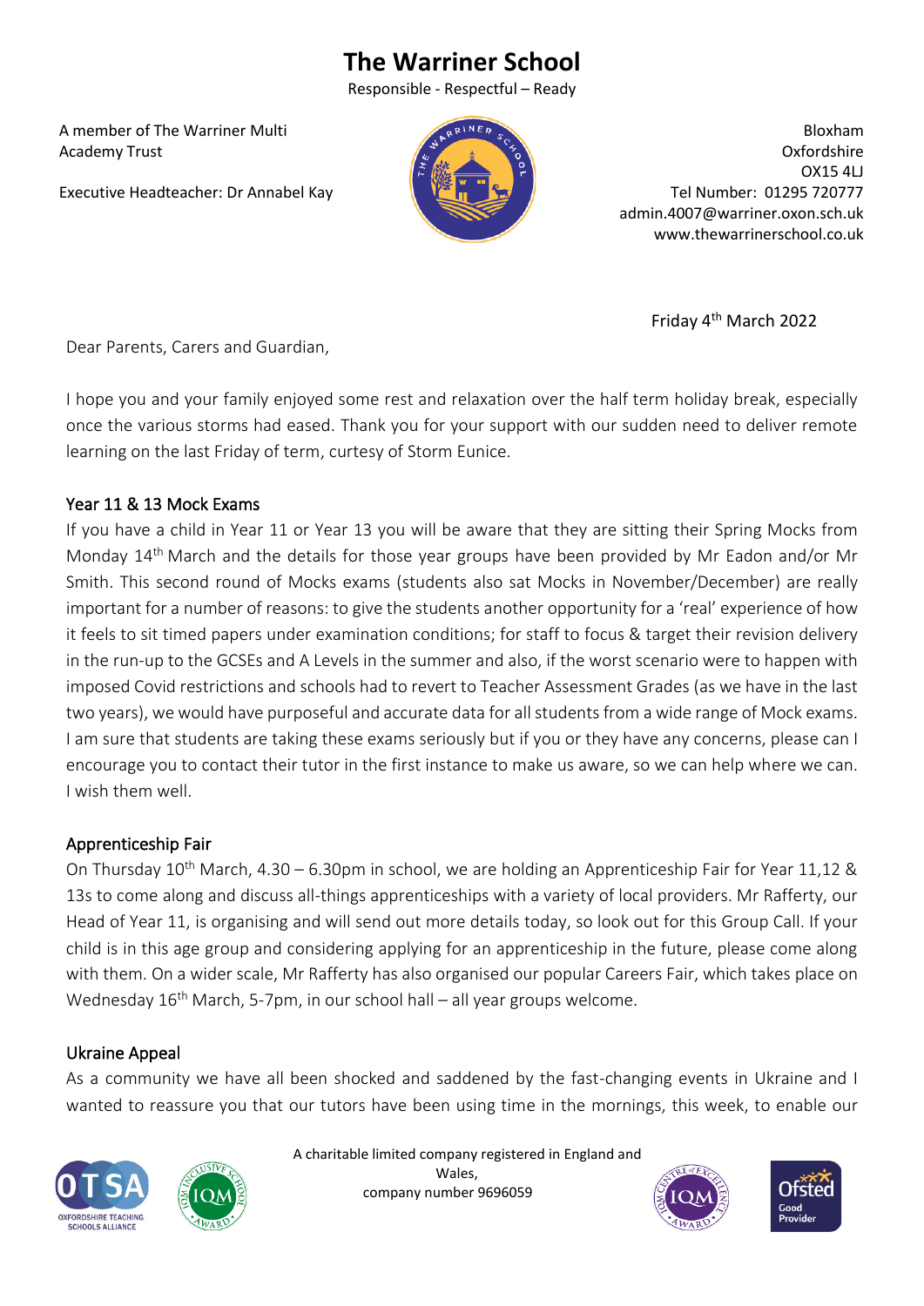# The Warriner School

Responsible - Respectful – Ready

A member of The Warriner Multi Academy Trust

Executive Headteacher: Dr Annabel Kay

Bloxham
Oxfordshire
OX15 4LJ
Tel Number: 01295 720777
admin.4007@warriner.oxon.sch.uk
www.thewarrinerschool.co.uk

Friday 4th March 2022

Dear Parents, Carers and Guardian,

I hope you and your family enjoyed some rest and relaxation over the half term holiday break, especially once the various storms had eased. Thank you for your support with our sudden need to deliver remote learning on the last Friday of term, curtesy of Storm Eunice.

## Year 11 & 13 Mock Exams

If you have a child in Year 11 or Year 13 you will be aware that they are sitting their Spring Mocks from Monday 14th March and the details for those year groups have been provided by Mr Eadon and/or Mr Smith. This second round of Mocks exams (students also sat Mocks in November/December) are really important for a number of reasons: to give the students another opportunity for a 'real' experience of how it feels to sit timed papers under examination conditions; for staff to focus & target their revision delivery in the run-up to the GCSEs and A Levels in the summer and also, if the worst scenario were to happen with imposed Covid restrictions and schools had to revert to Teacher Assessment Grades (as we have in the last two years), we would have purposeful and accurate data for all students from a wide range of Mock exams. I am sure that students are taking these exams seriously but if you or they have any concerns, please can I encourage you to contact their tutor in the first instance to make us aware, so we can help where we can. I wish them well.

## Apprenticeship Fair

On Thursday 10th March, 4.30 – 6.30pm in school, we are holding an Apprenticeship Fair for Year 11,12 & 13s to come along and discuss all-things apprenticeships with a variety of local providers. Mr Rafferty, our Head of Year 11, is organising and will send out more details today, so look out for this Group Call. If your child is in this age group and considering applying for an apprenticeship in the future, please come along with them. On a wider scale, Mr Rafferty has also organised our popular Careers Fair, which takes place on Wednesday 16th March, 5-7pm, in our school hall – all year groups welcome.

## Ukraine Appeal

As a community we have all been shocked and saddened by the fast-changing events in Ukraine and I wanted to reassure you that our tutors have been using time in the mornings, this week, to enable our

A charitable limited company registered in England and Wales, company number 9696059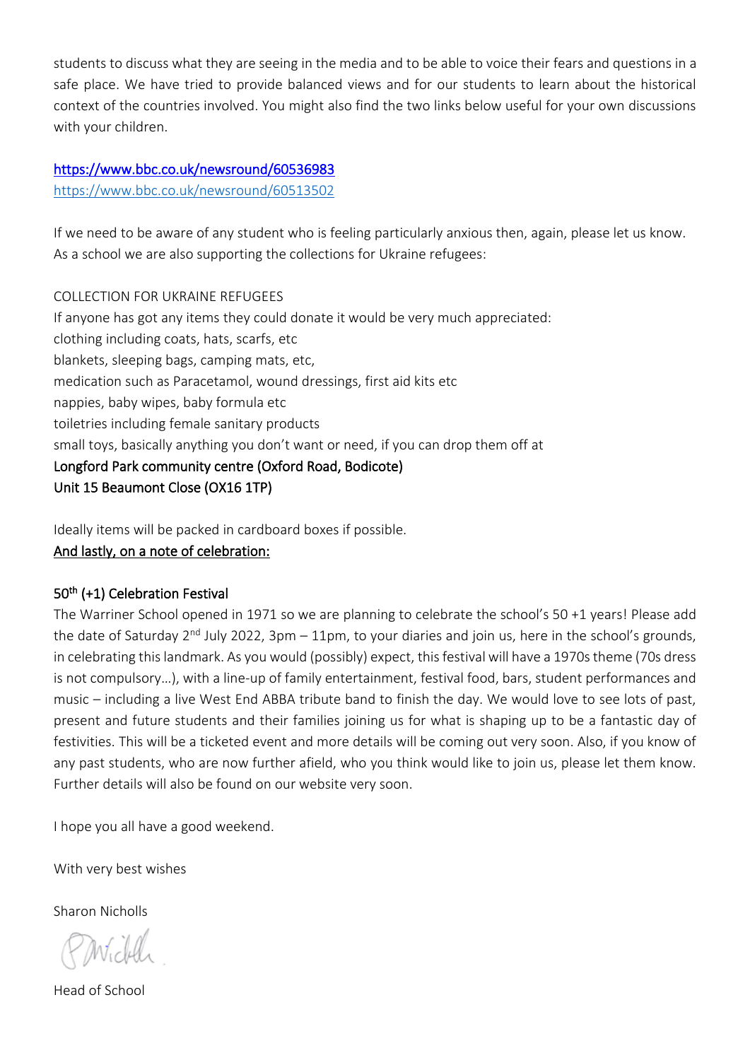students to discuss what they are seeing in the media and to be able to voice their fears and questions in a safe place. We have tried to provide balanced views and for our students to learn about the historical context of the countries involved. You might also find the two links below useful for your own discussions with your children.

https://www.bbc.co.uk/newsround/60536983
https://www.bbc.co.uk/newsround/60513502

If we need to be aware of any student who is feeling particularly anxious then, again, please let us know. As a school we are also supporting the collections for Ukraine refugees:

COLLECTION FOR UKRAINE REFUGEES
If anyone has got any items they could donate it would be very much appreciated:
clothing including coats, hats, scarfs, etc
blankets, sleeping bags, camping mats, etc,
medication such as Paracetamol, wound dressings, first aid kits etc
nappies, baby wipes, baby formula etc
toiletries including female sanitary products
small toys, basically anything you don't want or need, if you can drop them off at
Longford Park community centre (Oxford Road, Bodicote)
Unit 15 Beaumont Close (OX16 1TP)

Ideally items will be packed in cardboard boxes if possible.
And lastly, on a note of celebration:

50th (+1) Celebration Festival
The Warriner School opened in 1971 so we are planning to celebrate the school's 50 +1 years! Please add the date of Saturday 2nd July 2022, 3pm – 11pm, to your diaries and join us, here in the school's grounds, in celebrating this landmark. As you would (possibly) expect, this festival will have a 1970s theme (70s dress is not compulsory…), with a line-up of family entertainment, festival food, bars, student performances and music – including a live West End ABBA tribute band to finish the day. We would love to see lots of past, present and future students and their families joining us for what is shaping up to be a fantastic day of festivities. This will be a ticketed event and more details will be coming out very soon. Also, if you know of any past students, who are now further afield, who you think would like to join us, please let them know. Further details will also be found on our website very soon.

I hope you all have a good weekend.

With very best wishes

Sharon Nicholls

Head of School